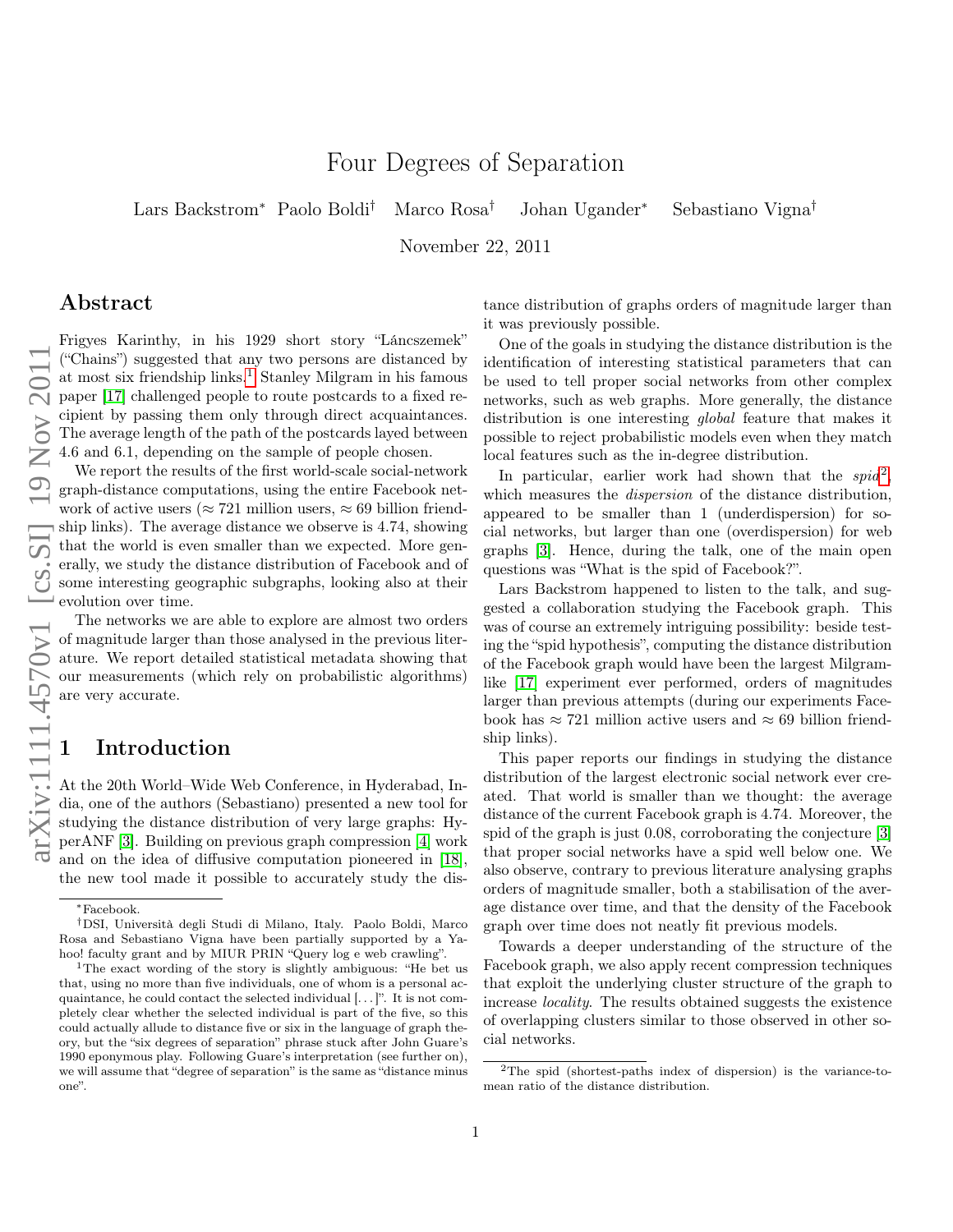# Four Degrees of Separation

Lars Backstrom* Paolo Boldi† Marco Rosa† Johan Ugander* Sebastiano Vigna†

November 22, 2011

## Abstract

Frigyes Karinthy, in his 1929 short story "Láncszemek" ("Chains") suggested that any two persons are distanced by at most six friendship links.[1] Stanley Milgram in his famous paper [17] challenged people to route postcards to a fixed recipient by passing them only through direct acquaintances. The average length of the path of the postcards layed between 4.6 and 6.1, depending on the sample of people chosen.

We report the results of the first world-scale social-network graph-distance computations, using the entire Facebook network of active users (≈ 721 million users, ≈ 69 billion friendship links). The average distance we observe is 4.74, showing that the world is even smaller than we expected. More generally, we study the distance distribution of Facebook and of some interesting geographic subgraphs, looking also at their evolution over time.

The networks we are able to explore are almost two orders of magnitude larger than those analysed in the previous literature. We report detailed statistical metadata showing that our measurements (which rely on probabilistic algorithms) are very accurate.

## 1 Introduction

At the 20th World–Wide Web Conference, in Hyderabad, India, one of the authors (Sebastiano) presented a new tool for studying the distance distribution of very large graphs: HyperANF [3]. Building on previous graph compression [4] work and on the idea of diffusive computation pioneered in [18], the new tool made it possible to accurately study the distance distribution of graphs orders of magnitude larger than it was previously possible.

One of the goals in studying the distance distribution is the identification of interesting statistical parameters that can be used to tell proper social networks from other complex networks, such as web graphs. More generally, the distance distribution is one interesting *global* feature that makes it possible to reject probabilistic models even when they match local features such as the in-degree distribution.

In particular, earlier work had shown that the *spid*[2], which measures the *dispersion* of the distance distribution, appeared to be smaller than 1 (underdispersion) for social networks, but larger than one (overdispersion) for web graphs [3]. Hence, during the talk, one of the main open questions was "What is the spid of Facebook?".

Lars Backstrom happened to listen to the talk, and suggested a collaboration studying the Facebook graph. This was of course an extremely intriguing possibility: beside testing the "spid hypothesis", computing the distance distribution of the Facebook graph would have been the largest Milgram-like [17] experiment ever performed, orders of magnitudes larger than previous attempts (during our experiments Facebook has ≈ 721 million active users and ≈ 69 billion friendship links).

This paper reports our findings in studying the distance distribution of the largest electronic social network ever created. That world is smaller than we thought: the average distance of the current Facebook graph is 4.74. Moreover, the spid of the graph is just 0.08, corroborating the conjecture [3] that proper social networks have a spid well below one. We also observe, contrary to previous literature analysing graphs orders of magnitude smaller, both a stabilisation of the average distance over time, and that the density of the Facebook graph over time does not neatly fit previous models.

Towards a deeper understanding of the structure of the Facebook graph, we also apply recent compression techniques that exploit the underlying cluster structure of the graph to increase *locality*. The results obtained suggests the existence of overlapping clusters similar to those observed in other social networks.

---

*Facebook.

†DSI, Università degli Studi di Milano, Italy. Paolo Boldi, Marco Rosa and Sebastiano Vigna have been partially supported by a Yahoo! faculty grant and by MIUR PRIN "Query log e web crawling".

[1] The exact wording of the story is slightly ambiguous: "He bet us that, using no more than five individuals, one of whom is a personal acquaintance, he could contact the selected individual [...]". It is not completely clear whether the selected individual is part of the five, so this could actually allude to distance five or six in the language of graph theory, but the "six degrees of separation" phrase stuck after John Guare's 1990 eponymous play. Following Guare's interpretation (see further on), we will assume that "degree of separation" is the same as "distance minus one".

[2] The spid (shortest-paths index of dispersion) is the variance-to-mean ratio of the distance distribution.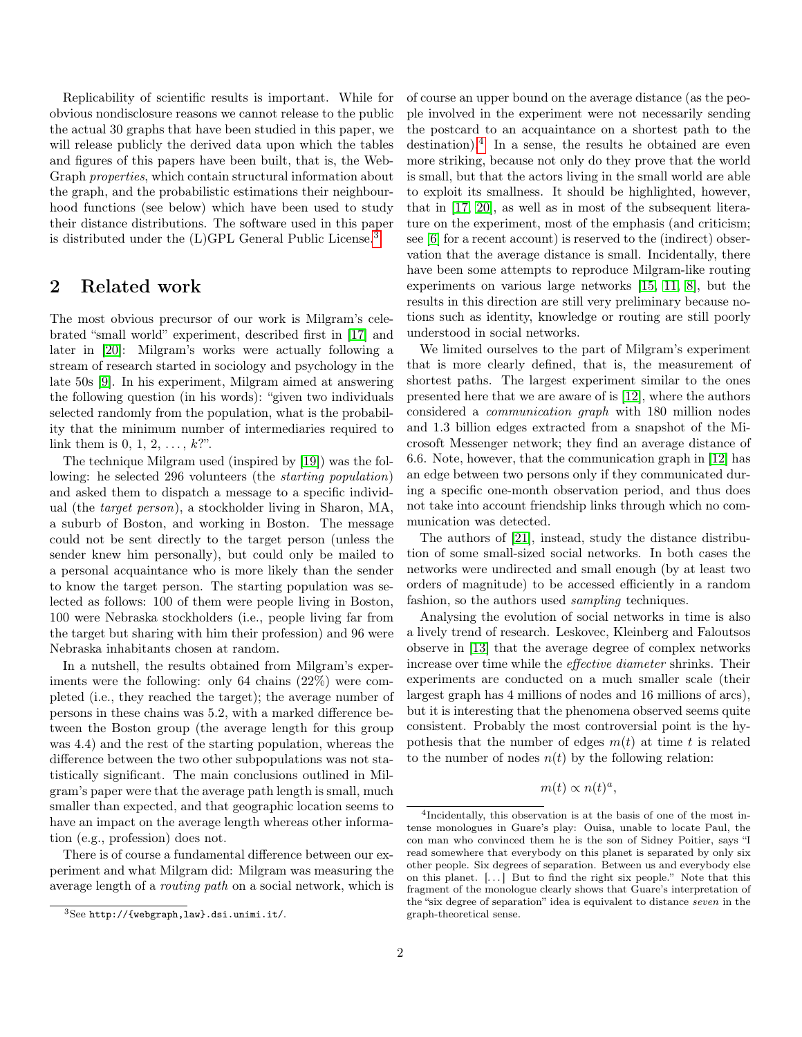Replicability of scientific results is important. While for obvious nondisclosure reasons we cannot release to the public the actual 30 graphs that have been studied in this paper, we will release publicly the derived data upon which the tables and figures of this papers have been built, that is, the WebGraph *properties*, which contain structural information about the graph, and the probabilistic estimations their neighbourhood functions (see below) which have been used to study their distance distributions. The software used in this paper is distributed under the (L)GPL General Public License.[3]

[3] See `http://{webgraph,law}.dsi.unimi.it/`.

## 2 Related work

The most obvious precursor of our work is Milgram's celebrated "small world" experiment, described first in [17] and later in [20]: Milgram's works were actually following a stream of research started in sociology and psychology in the late 50s [9]. In his experiment, Milgram aimed at answering the following question (in his words): "given two individuals selected randomly from the population, what is the probability that the minimum number of intermediaries required to link them is 0, 1, 2, ..., $k$?".

The technique Milgram used (inspired by [19]) was the following: he selected 296 volunteers (the *starting population*) and asked them to dispatch a message to a specific individual (the *target person*), a stockholder living in Sharon, MA, a suburb of Boston, and working in Boston. The message could not be sent directly to the target person (unless the sender knew him personally), but could only be mailed to a personal acquaintance who is more likely than the sender to know the target person. The starting population was selected as follows: 100 of them were people living in Boston, 100 were Nebraska stockholders (i.e., people living far from the target but sharing with him their profession) and 96 were Nebraska inhabitants chosen at random.

In a nutshell, the results obtained from Milgram's experiments were the following: only 64 chains (22%) were completed (i.e., they reached the target); the average number of persons in these chains was 5.2, with a marked difference between the Boston group (the average length for this group was 4.4) and the rest of the starting population, whereas the difference between the two other subpopulations was not statistically significant. The main conclusions outlined in Milgram's paper were that the average path length is small, much smaller than expected, and that geographic location seems to have an impact on the average length whereas other information (e.g., profession) does not.

There is of course a fundamental difference between our experiment and what Milgram did: Milgram was measuring the average length of a *routing path* on a social network, which is of course an upper bound on the average distance (as the people involved in the experiment were not necessarily sending the postcard to an acquaintance on a shortest path to the destination).[4] In a sense, the results he obtained are even more striking, because not only do they prove that the world is small, but that the actors living in the small world are able to exploit its smallness. It should be highlighted, however, that in [17, 20], as well as in most of the subsequent literature on the experiment, most of the emphasis (and criticism; see [6] for a recent account) is reserved to the (indirect) observation that the average distance is small. Incidentally, there have been some attempts to reproduce Milgram-like routing experiments on various large networks [15, 11, 8], but the results in this direction are still very preliminary because notions such as identity, knowledge or routing are still poorly understood in social networks.

We limited ourselves to the part of Milgram's experiment that is more clearly defined, that is, the measurement of shortest paths. The largest experiment similar to the ones presented here that we are aware of is [12], where the authors considered a *communication graph* with 180 million nodes and 1.3 billion edges extracted from a snapshot of the Microsoft Messenger network; they find an average distance of 6.6. Note, however, that the communication graph in [12] has an edge between two persons only if they communicated during a specific one-month observation period, and thus does not take into account friendship links through which no communication was detected.

The authors of [21], instead, study the distance distribution of some small-sized social networks. In both cases the networks were undirected and small enough (by at least two orders of magnitude) to be accessed efficiently in a random fashion, so the authors used *sampling* techniques.

Analysing the evolution of social networks in time is also a lively trend of research. Leskovec, Kleinberg and Faloutsos observe in [13] that the average degree of complex networks increase over time while the *effective diameter* shrinks. Their experiments are conducted on a much smaller scale (their largest graph has 4 millions of nodes and 16 millions of arcs), but it is interesting that the phenomena observed seems quite consistent. Probably the most controversial point is the hypothesis that the number of edges $m(t)$ at time $t$ is related to the number of nodes $n(t)$ by the following relation:

$$m(t) \propto n(t)^a,$$

[4] Incidentally, this observation is at the basis of one of the most intense monologues in Guare's play: Ouisa, unable to locate Paul, the con man who convinced them he is the son of Sidney Poitier, says "I read somewhere that everybody on this planet is separated by only six other people. Six degrees of separation. Between us and everybody else on this planet. [...] But to find the right six people." Note that this fragment of the monologue clearly shows that Guare's interpretation of the "six degree of separation" idea is equivalent to distance *seven* in the graph-theoretical sense.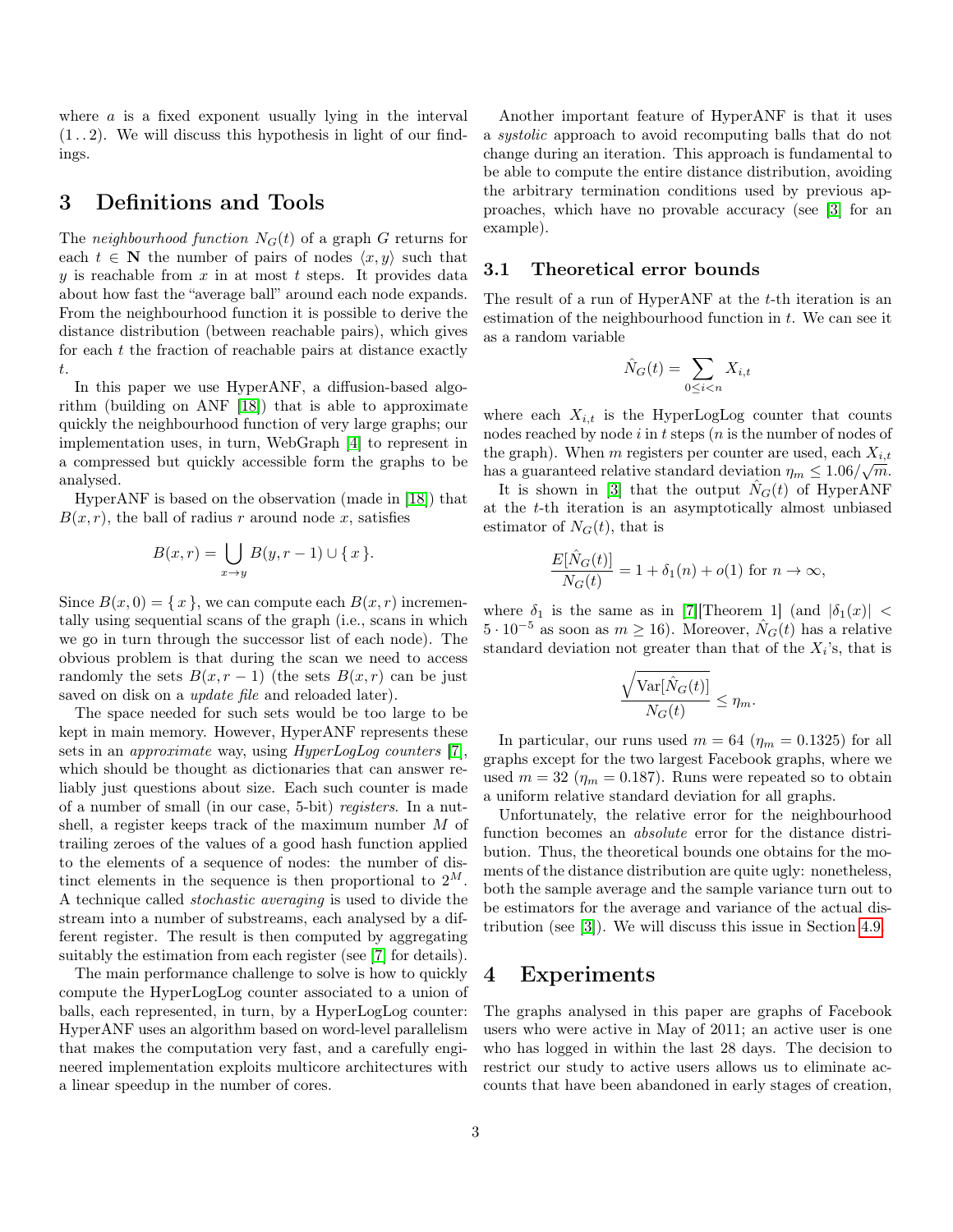where $a$ is a fixed exponent usually lying in the interval $(1\,..\,2)$. We will discuss this hypothesis in light of our findings.

# 3 Definitions and Tools

The *neighbourhood function* $N_G(t)$ of a graph $G$ returns for each $t \in \mathbf{N}$ the number of pairs of nodes $\langle x, y\rangle$ such that $y$ is reachable from $x$ in at most $t$ steps. It provides data about how fast the "average ball" around each node expands. From the neighbourhood function it is possible to derive the distance distribution (between reachable pairs), which gives for each $t$ the fraction of reachable pairs at distance exactly $t$.

In this paper we use HyperANF, a diffusion-based algorithm (building on ANF [18]) that is able to approximate quickly the neighbourhood function of very large graphs; our implementation uses, in turn, WebGraph [4] to represent in a compressed but quickly accessible form the graphs to be analysed.

HyperANF is based on the observation (made in [18]) that $B(x, r)$, the ball of radius $r$ around node $x$, satisfies

$$B(x, r) = \bigcup_{x \to y} B(y, r-1) \cup \{\, x \,\}.$$

Since $B(x, 0) = \{\, x \,\}$, we can compute each $B(x, r)$ incrementally using sequential scans of the graph (i.e., scans in which we go in turn through the successor list of each node). The obvious problem is that during the scan we need to access randomly the sets $B(x, r-1)$ (the sets $B(x, r)$ can be just saved on disk on a *update file* and reloaded later).

The space needed for such sets would be too large to be kept in main memory. However, HyperANF represents these sets in an *approximate* way, using *HyperLogLog counters* [7], which should be thought as dictionaries that can answer reliably just questions about size. Each such counter is made of a number of small (in our case, 5-bit) *registers*. In a nutshell, a register keeps track of the maximum number $M$ of trailing zeroes of the values of a good hash function applied to the elements of a sequence of nodes: the number of distinct elements in the sequence is then proportional to $2^M$. A technique called *stochastic averaging* is used to divide the stream into a number of substreams, each analysed by a different register. The result is then computed by aggregating suitably the estimation from each register (see [7] for details).

The main performance challenge to solve is how to quickly compute the HyperLogLog counter associated to a union of balls, each represented, in turn, by a HyperLogLog counter: HyperANF uses an algorithm based on word-level parallelism that makes the computation very fast, and a carefully engineered implementation exploits multicore architectures with a linear speedup in the number of cores.

Another important feature of HyperANF is that it uses a *systolic* approach to avoid recomputing balls that do not change during an iteration. This approach is fundamental to be able to compute the entire distance distribution, avoiding the arbitrary termination conditions used by previous approaches, which have no provable accuracy (see [3] for an example).

## 3.1 Theoretical error bounds

The result of a run of HyperANF at the $t$-th iteration is an estimation of the neighbourhood function in $t$. We can see it as a random variable

$$\hat{N}_G(t) = \sum_{0 \le i < n} X_{i,t}$$

where each $X_{i,t}$ is the HyperLogLog counter that counts nodes reached by node $i$ in $t$ steps ($n$ is the number of nodes of the graph). When $m$ registers per counter are used, each $X_{i,t}$ has a guaranteed relative standard deviation $\eta_m \le 1.06/\sqrt{m}$.

It is shown in [3] that the output $\hat{N}_G(t)$ of HyperANF at the $t$-th iteration is an asymptotically almost unbiased estimator of $N_G(t)$, that is

$$\frac{E[\hat{N}_G(t)]}{N_G(t)} = 1 + \delta_1(n) + o(1) \text{ for } n \to \infty,$$

where $\delta_1$ is the same as in [7][Theorem 1] (and $|\delta_1(x)| < 5 \cdot 10^{-5}$ as soon as $m \ge 16$). Moreover, $\hat{N}_G(t)$ has a relative standard deviation not greater than that of the $X_i$'s, that is

$$\frac{\sqrt{\mathrm{Var}[\hat{N}_G(t)]}}{N_G(t)} \le \eta_m.$$

In particular, our runs used $m = 64$ ($\eta_m = 0.1325$) for all graphs except for the two largest Facebook graphs, where we used $m = 32$ ($\eta_m = 0.187$). Runs were repeated so to obtain a uniform relative standard deviation for all graphs.

Unfortunately, the relative error for the neighbourhood function becomes an *absolute* error for the distance distribution. Thus, the theoretical bounds one obtains for the moments of the distance distribution are quite ugly: nonetheless, both the sample average and the sample variance turn out to be estimators for the average and variance of the actual distribution (see [3]). We will discuss this issue in Section 4.9.

# 4 Experiments

The graphs analysed in this paper are graphs of Facebook users who were active in May of 2011; an active user is one who has logged in within the last 28 days. The decision to restrict our study to active users allows us to eliminate accounts that have been abandoned in early stages of creation,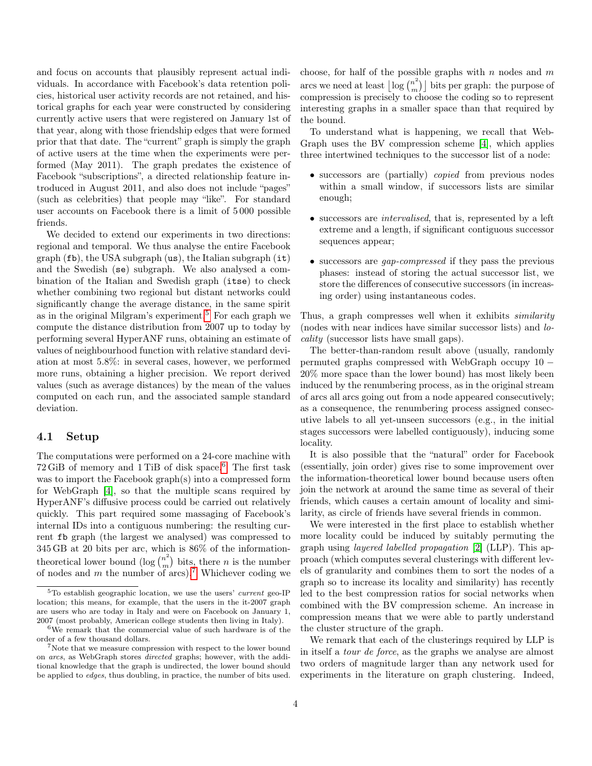and focus on accounts that plausibly represent actual individuals. In accordance with Facebook's data retention policies, historical user activity records are not retained, and historical graphs for each year were constructed by considering currently active users that were registered on January 1st of that year, along with those friendship edges that were formed prior that that date. The "current" graph is simply the graph of active users at the time when the experiments were performed (May 2011). The graph predates the existence of Facebook "subscriptions", a directed relationship feature introduced in August 2011, and also does not include "pages" (such as celebrities) that people may "like". For standard user accounts on Facebook there is a limit of 5 000 possible friends.

We decided to extend our experiments in two directions: regional and temporal. We thus analyse the entire Facebook graph (`fb`), the USA subgraph (`us`), the Italian subgraph (`it`) and the Swedish (`se`) subgraph. We also analysed a combination of the Italian and Swedish graph (`itse`) to check whether combining two regional but distant networks could significantly change the average distance, in the same spirit as in the original Milgram's experiment.[5] For each graph we compute the distance distribution from 2007 up to today by performing several HyperANF runs, obtaining an estimate of values of neighbourhood function with relative standard deviation at most 5.8%: in several cases, however, we performed more runs, obtaining a higher precision. We report derived values (such as average distances) by the mean of the values computed on each run, and the associated sample standard deviation.

## 4.1 Setup

The computations were performed on a 24-core machine with 72 GiB of memory and 1 TiB of disk space.[6] The first task was to import the Facebook graph(s) into a compressed form for WebGraph [4], so that the multiple scans required by HyperANF's diffusive process could be carried out relatively quickly. This part required some massaging of Facebook's internal IDs into a contiguous numbering: the resulting current `fb` graph (the largest we analysed) was compressed to 345 GB at 20 bits per arc, which is 86% of the information-theoretical lower bound ($\log\binom{n^2}{m}$ bits, there $n$ is the number of nodes and $m$ the number of arcs).[7] Whichever coding we choose, for half of the possible graphs with $n$ nodes and $m$ arcs we need at least $\lfloor\log\binom{n^2}{m}\rfloor$ bits per graph: the purpose of compression is precisely to choose the coding so to represent interesting graphs in a smaller space than that required by the bound.

To understand what is happening, we recall that WebGraph uses the BV compression scheme [4], which applies three intertwined techniques to the successor list of a node:

- successors are (partially) *copied* from previous nodes within a small window, if successors lists are similar enough;
- successors are *intervalised*, that is, represented by a left extreme and a length, if significant contiguous successor sequences appear;
- successors are *gap-compressed* if they pass the previous phases: instead of storing the actual successor list, we store the differences of consecutive successors (in increasing order) using instantaneous codes.

Thus, a graph compresses well when it exhibits *similarity* (nodes with near indices have similar successor lists) and *locality* (successor lists have small gaps).

The better-than-random result above (usually, randomly permuted graphs compressed with WebGraph occupy 10 − 20% more space than the lower bound) has most likely been induced by the renumbering process, as in the original stream of arcs all arcs going out from a node appeared consecutively; as a consequence, the renumbering process assigned consecutive labels to all yet-unseen successors (e.g., in the initial stages successors were labelled contiguously), inducing some locality.

It is also possible that the "natural" order for Facebook (essentially, join order) gives rise to some improvement over the information-theoretical lower bound because users often join the network at around the same time as several of their friends, which causes a certain amount of locality and similarity, as circle of friends have several friends in common.

We were interested in the first place to establish whether more locality could be induced by suitably permuting the graph using *layered labelled propagation* [2] (LLP). This approach (which computes several clusterings with different levels of granularity and combines them to sort the nodes of a graph so to increase its locality and similarity) has recently led to the best compression ratios for social networks when combined with the BV compression scheme. An increase in compression means that we were able to partly understand the cluster structure of the graph.

We remark that each of the clusterings required by LLP is in itself a *tour de force*, as the graphs we analyse are almost two orders of magnitude larger than any network used for experiments in the literature on graph clustering. Indeed,

[5] To establish geographic location, we use the users' *current* geo-IP location; this means, for example, that the users in the it-2007 graph are users who are today in Italy and were on Facebook on January 1, 2007 (most probably, American college students then living in Italy).

[6] We remark that the commercial value of such hardware is of the order of a few thousand dollars.

[7] Note that we measure compression with respect to the lower bound on *arcs*, as WebGraph stores *directed* graphs; however, with the additional knowledge that the graph is undirected, the lower bound should be applied to *edges*, thus doubling, in practice, the number of bits used.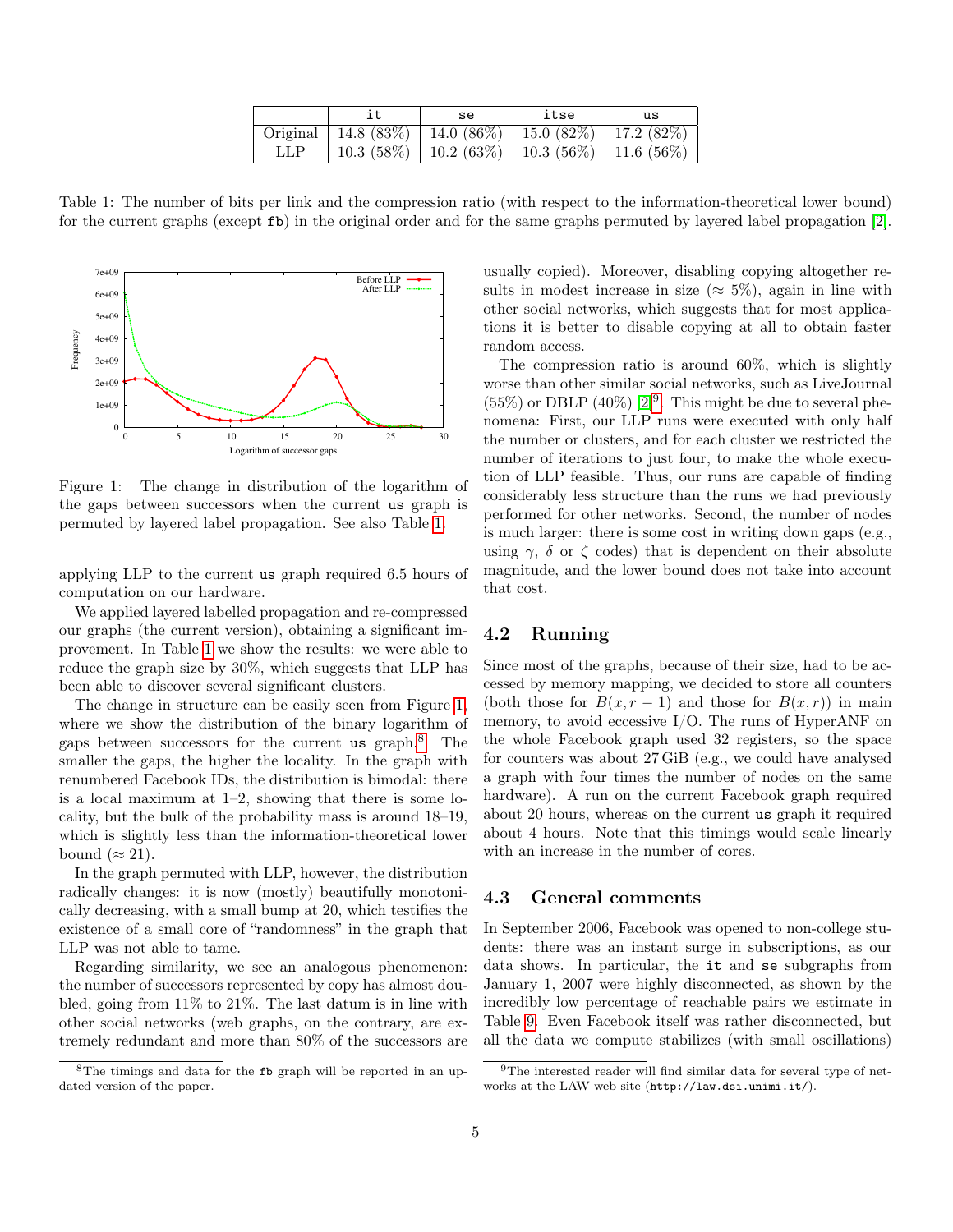|  | it | se | itse | us |
|---|---|---|---|---|
| Original | 14.8 (83%) | 14.0 (86%) | 15.0 (82%) | 17.2 (82%) |
| LLP | 10.3 (58%) | 10.2 (63%) | 10.3 (56%) | 11.6 (56%) |

Table 1: The number of bits per link and the compression ratio (with respect to the information-theoretical lower bound) for the current graphs (except fb) in the original order and for the same graphs permuted by layered label propagation [2].

Figure 1: The change in distribution of the logarithm of the gaps between successors when the current us graph is permuted by layered label propagation. See also Table 1.

applying LLP to the current us graph required 6.5 hours of computation on our hardware.

We applied layered labelled propagation and re-compressed our graphs (the current version), obtaining a significant improvement. In Table 1 we show the results: we were able to reduce the graph size by 30%, which suggests that LLP has been able to discover several significant clusters.

The change in structure can be easily seen from Figure 1, where we show the distribution of the binary logarithm of gaps between successors for the current us graph.[8] The smaller the gaps, the higher the locality. In the graph with renumbered Facebook IDs, the distribution is bimodal: there is a local maximum at 1–2, showing that there is some locality, but the bulk of the probability mass is around 18–19, which is slightly less than the information-theoretical lower bound ($\approx 21$).

In the graph permuted with LLP, however, the distribution radically changes: it is now (mostly) beautifully monotonically decreasing, with a small bump at 20, which testifies the existence of a small core of "randomness" in the graph that LLP was not able to tame.

Regarding similarity, we see an analogous phenomenon: the number of successors represented by copy has almost doubled, going from 11% to 21%. The last datum is in line with other social networks (web graphs, on the contrary, are extremely redundant and more than 80% of the successors are usually copied). Moreover, disabling copying altogether results in modest increase in size ($\approx 5\%$), again in line with other social networks, which suggests that for most applications it is better to disable copying at all to obtain faster random access.

The compression ratio is around 60%, which is slightly worse than other similar social networks, such as LiveJournal (55%) or DBLP (40%) [2][9]. This might be due to several phenomena: First, our LLP runs were executed with only half the number or clusters, and for each cluster we restricted the number of iterations to just four, to make the whole execution of LLP feasible. Thus, our runs are capable of finding considerably less structure than the runs we had previously performed for other networks. Second, the number of nodes is much larger: there is some cost in writing down gaps (e.g., using $\gamma$, $\delta$ or $\zeta$ codes) that is dependent on their absolute magnitude, and the lower bound does not take into account that cost.

## 4.2 Running

Since most of the graphs, because of their size, had to be accessed by memory mapping, we decided to store all counters (both those for $B(x, r-1)$ and those for $B(x, r)$) in main memory, to avoid eccessive I/O. The runs of HyperANF on the whole Facebook graph used 32 registers, so the space for counters was about 27 GiB (e.g., we could have analysed a graph with four times the number of nodes on the same hardware). A run on the current Facebook graph required about 20 hours, whereas on the current us graph it required about 4 hours. Note that this timings would scale linearly with an increase in the number of cores.

## 4.3 General comments

In September 2006, Facebook was opened to non-college students: there was an instant surge in subscriptions, as our data shows. In particular, the it and se subgraphs from January 1, 2007 were highly disconnected, as shown by the incredibly low percentage of reachable pairs we estimate in Table 9. Even Facebook itself was rather disconnected, but all the data we compute stabilizes (with small oscillations)

[8] The timings and data for the fb graph will be reported in an updated version of the paper.

[9] The interested reader will find similar data for several type of networks at the LAW web site (http://law.dsi.unimi.it/).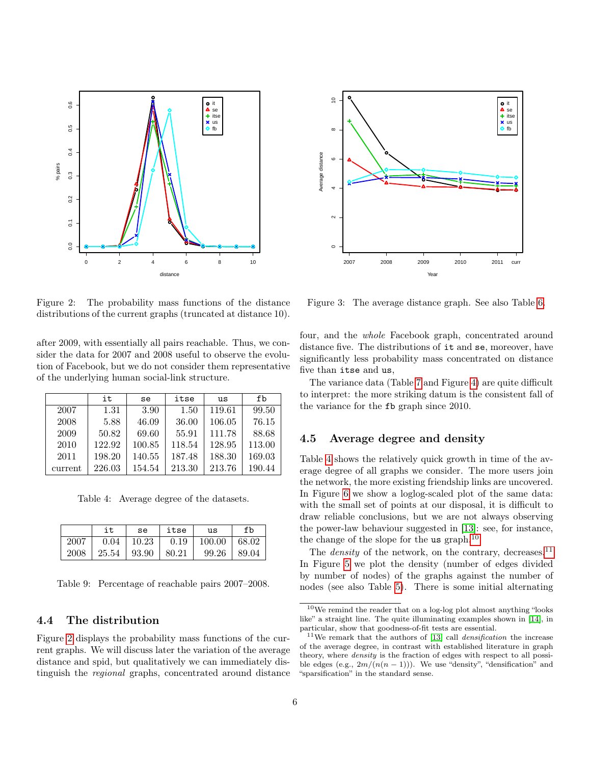Figure 2: The probability mass functions of the distance distributions of the current graphs (truncated at distance 10).

Figure 3: The average distance graph. See also Table 6.

after 2009, with essentially all pairs reachable. Thus, we consider the data for 2007 and 2008 useful to observe the evolution of Facebook, but we do not consider them representative of the underlying human social-link structure.

| | it | se | itse | us | fb |
|---|---|---|---|---|---|
| 2007 | 1.31 | 3.90 | 1.50 | 119.61 | 99.50 |
| 2008 | 5.88 | 46.09 | 36.00 | 106.05 | 76.15 |
| 2009 | 50.82 | 69.60 | 55.91 | 111.78 | 88.68 |
| 2010 | 122.92 | 100.85 | 118.54 | 128.95 | 113.00 |
| 2011 | 198.20 | 140.55 | 187.48 | 188.30 | 169.03 |
| current | 226.03 | 154.54 | 213.30 | 213.76 | 190.44 |

Table 4: Average degree of the datasets.

| | it | se | itse | us | fb |
|---|---|---|---|---|---|
| 2007 | 0.04 | 10.23 | 0.19 | 100.00 | 68.02 |
| 2008 | 25.54 | 93.90 | 80.21 | 99.26 | 89.04 |

Table 9: Percentage of reachable pairs 2007–2008.

### 4.4 The distribution

Figure 2 displays the probability mass functions of the current graphs. We will discuss later the variation of the average distance and spid, but qualitatively we can immediately distinguish the *regional* graphs, concentrated around distance four, and the *whole* Facebook graph, concentrated around distance five. The distributions of it and se, moreover, have significantly less probability mass concentrated on distance five than itse and us,

The variance data (Table 7 and Figure 4) are quite difficult to interpret: the more striking datum is the consistent fall of the variance for the fb graph since 2010.

### 4.5 Average degree and density

Table 4 shows the relatively quick growth in time of the average degree of all graphs we consider. The more users join the network, the more existing friendship links are uncovered. In Figure 6 we show a loglog-scaled plot of the same data: with the small set of points at our disposal, it is difficult to draw reliable conclusions, but we are not always observing the power-law behaviour suggested in [13]: see, for instance, the change of the slope for the us graph.[10]

The *density* of the network, on the contrary, decreases.[11] In Figure 5 we plot the density (number of edges divided by number of nodes) of the graphs against the number of nodes (see also Table 5). There is some initial alternating

[10] We remind the reader that on a log-log plot almost anything "looks like" a straight line. The quite illuminating examples shown in [14], in particular, show that goodness-of-fit tests are essential.

[11] We remark that the authors of [13] call *densification* the increase of the average degree, in contrast with established literature in graph theory, where *density* is the fraction of edges with respect to all possible edges (e.g., $2m/(n(n-1))$). We use "density", "densification" and "sparsification" in the standard sense.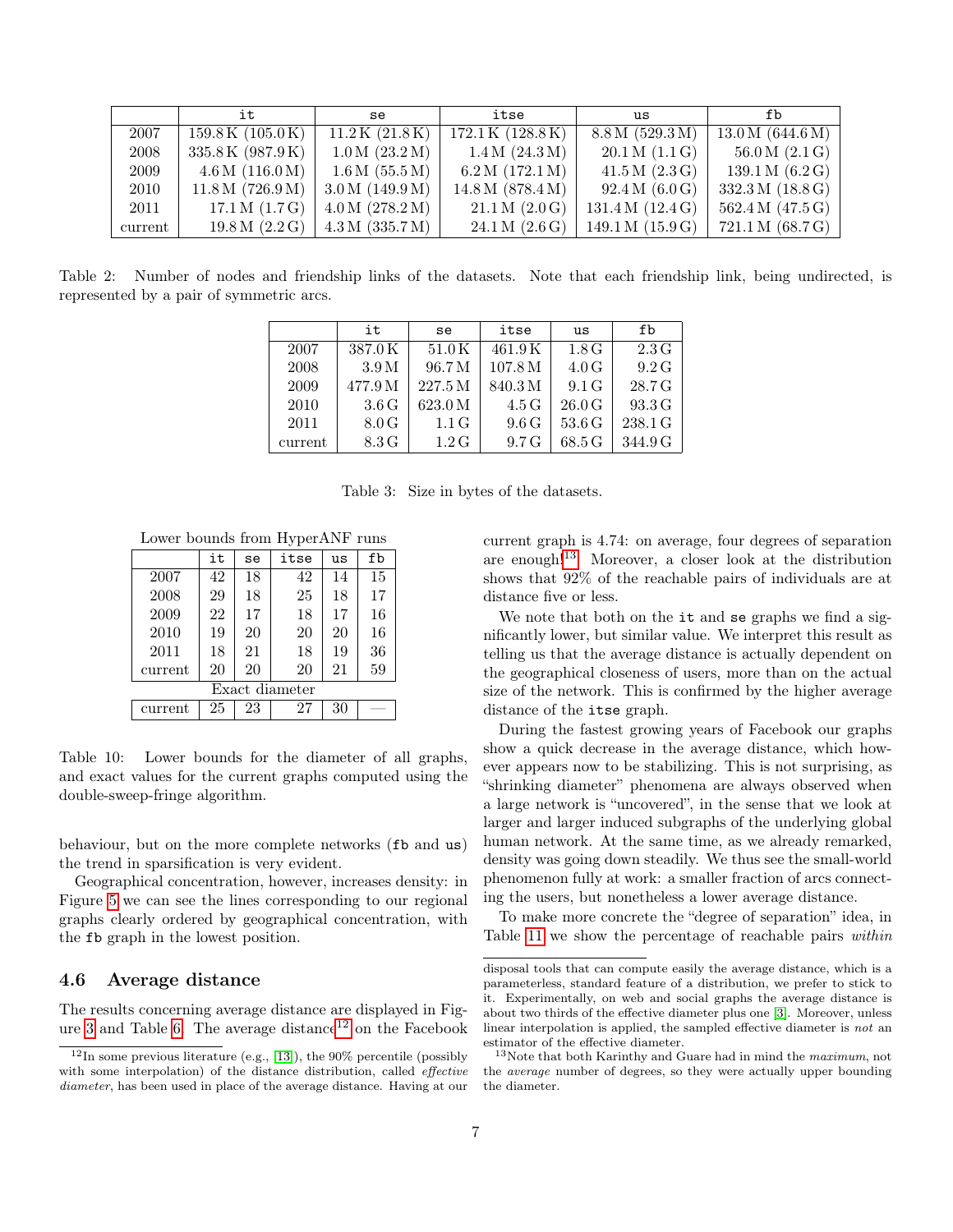|  | it | se | itse | us | fb |
|---|---|---|---|---|---|
| 2007 | 159.8 K (105.0 K) | 11.2 K (21.8 K) | 172.1 K (128.8 K) | 8.8 M (529.3 M) | 13.0 M (644.6 M) |
| 2008 | 335.8 K (987.9 K) | 1.0 M (23.2 M) | 1.4 M (24.3 M) | 20.1 M (1.1 G) | 56.0 M (2.1 G) |
| 2009 | 4.6 M (116.0 M) | 1.6 M (55.5 M) | 6.2 M (172.1 M) | 41.5 M (2.3 G) | 139.1 M (6.2 G) |
| 2010 | 11.8 M (726.9 M) | 3.0 M (149.9 M) | 14.8 M (878.4 M) | 92.4 M (6.0 G) | 332.3 M (18.8 G) |
| 2011 | 17.1 M (1.7 G) | 4.0 M (278.2 M) | 21.1 M (2.0 G) | 131.4 M (12.4 G) | 562.4 M (47.5 G) |
| current | 19.8 M (2.2 G) | 4.3 M (335.7 M) | 24.1 M (2.6 G) | 149.1 M (15.9 G) | 721.1 M (68.7 G) |

Table 2: Number of nodes and friendship links of the datasets. Note that each friendship link, being undirected, is represented by a pair of symmetric arcs.

|  | it | se | itse | us | fb |
|---|---|---|---|---|---|
| 2007 | 387.0 K | 51.0 K | 461.9 K | 1.8 G | 2.3 G |
| 2008 | 3.9 M | 96.7 M | 107.8 M | 4.0 G | 9.2 G |
| 2009 | 477.9 M | 227.5 M | 840.3 M | 9.1 G | 28.7 G |
| 2010 | 3.6 G | 623.0 M | 4.5 G | 26.0 G | 93.3 G |
| 2011 | 8.0 G | 1.1 G | 9.6 G | 53.6 G | 238.1 G |
| current | 8.3 G | 1.2 G | 9.7 G | 68.5 G | 344.9 G |

Table 3: Size in bytes of the datasets.

| Lower bounds from HyperANF runs | | | | | |
|---|---|---|---|---|---|
|  | it | se | itse | us | fb |
| 2007 | 42 | 18 | 42 | 14 | 15 |
| 2008 | 29 | 18 | 25 | 18 | 17 |
| 2009 | 22 | 17 | 18 | 17 | 16 |
| 2010 | 19 | 20 | 20 | 20 | 16 |
| 2011 | 18 | 21 | 18 | 19 | 36 |
| current | 20 | 20 | 20 | 21 | 59 |
| Exact diameter | | | | | |
| current | 25 | 23 | 27 | 30 | — |

Table 10: Lower bounds for the diameter of all graphs, and exact values for the current graphs computed using the double-sweep-fringe algorithm.

behaviour, but on the more complete networks (fb and us) the trend in sparsification is very evident.

Geographical concentration, however, increases density: in Figure 5 we can see the lines corresponding to our regional graphs clearly ordered by geographical concentration, with the fb graph in the lowest position.

### 4.6 Average distance

The results concerning average distance are displayed in Figure 3 and Table 6. The average distance[12] on the Facebook current graph is 4.74: on average, four degrees of separation are enough![13] Moreover, a closer look at the distribution shows that 92% of the reachable pairs of individuals are at distance five or less.

We note that both on the it and se graphs we find a significantly lower, but similar value. We interpret this result as telling us that the average distance is actually dependent on the geographical closeness of users, more than on the actual size of the network. This is confirmed by the higher average distance of the itse graph.

During the fastest growing years of Facebook our graphs show a quick decrease in the average distance, which however appears now to be stabilizing. This is not surprising, as "shrinking diameter" phenomena are always observed when a large network is "uncovered", in the sense that we look at larger and larger induced subgraphs of the underlying global human network. At the same time, as we already remarked, density was going down steadily. We thus see the small-world phenomenon fully at work: a smaller fraction of arcs connecting the users, but nonetheless a lower average distance.

To make more concrete the "degree of separation" idea, in Table 11 we show the percentage of reachable pairs *within*

[12] In some previous literature (e.g., [13]), the 90% percentile (possibly with some interpolation) of the distance distribution, called *effective diameter*, has been used in place of the average distance. Having at our disposal tools that can compute easily the average distance, which is a parameterless, standard feature of a distribution, we prefer to stick to it. Experimentally, on web and social graphs the average distance is about two thirds of the effective diameter plus one [3]. Moreover, unless linear interpolation is applied, the sampled effective diameter is *not* an estimator of the effective diameter.

[13] Note that both Karinthy and Guare had in mind the *maximum*, not the *average* number of degrees, so they were actually upper bounding the diameter.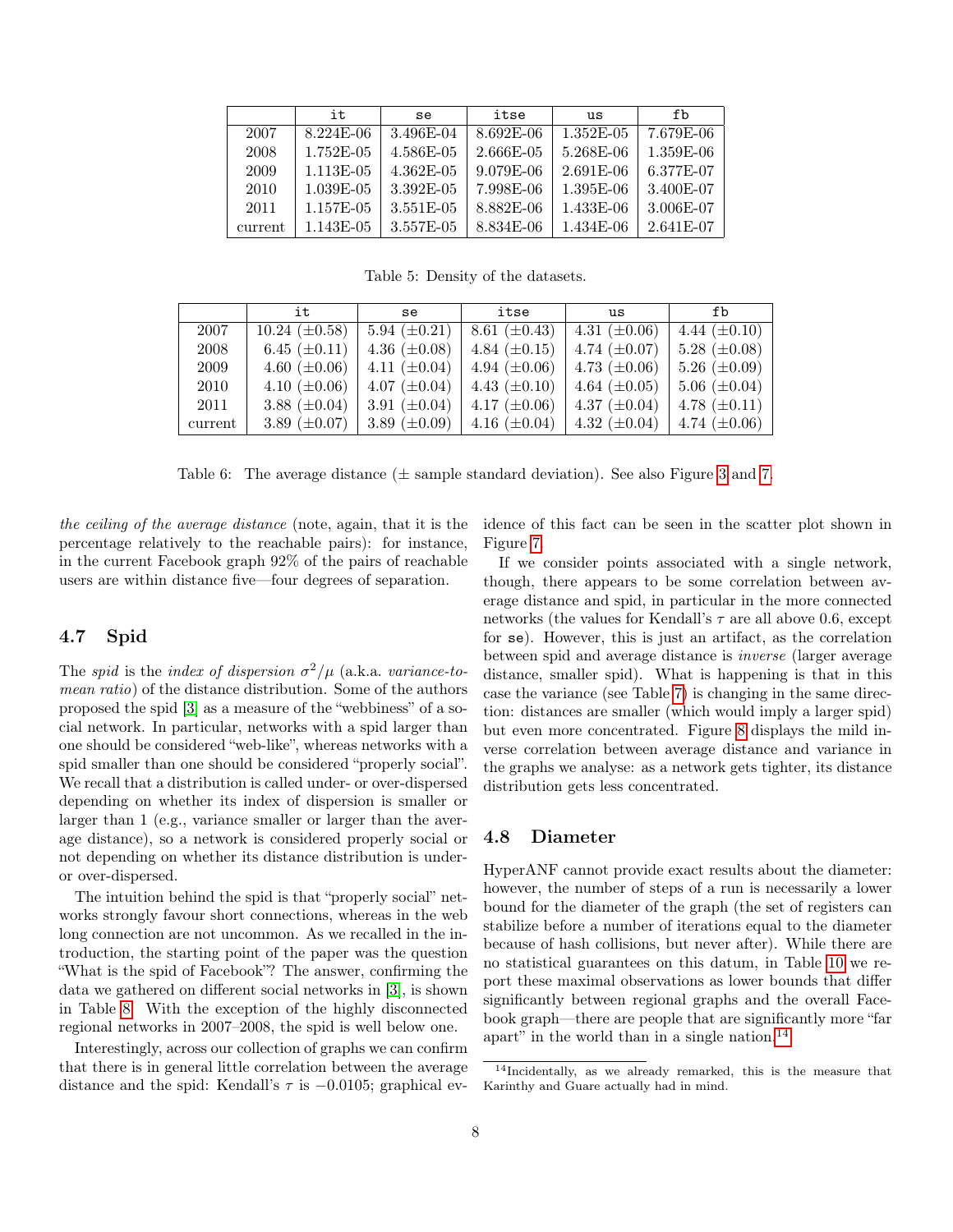|  | it | se | itse | us | fb |
|---|---|---|---|---|---|
| 2007 | 8.224E-06 | 3.496E-04 | 8.692E-06 | 1.352E-05 | 7.679E-06 |
| 2008 | 1.752E-05 | 4.586E-05 | 2.666E-05 | 5.268E-06 | 1.359E-06 |
| 2009 | 1.113E-05 | 4.362E-05 | 9.079E-06 | 2.691E-06 | 6.377E-07 |
| 2010 | 1.039E-05 | 3.392E-05 | 7.998E-06 | 1.395E-06 | 3.400E-07 |
| 2011 | 1.157E-05 | 3.551E-05 | 8.882E-06 | 1.433E-06 | 3.006E-07 |
| current | 1.143E-05 | 3.557E-05 | 8.834E-06 | 1.434E-06 | 2.641E-07 |

Table 5: Density of the datasets.

|  | it | se | itse | us | fb |
|---|---|---|---|---|---|
| 2007 | 10.24 ($\pm$0.58) | 5.94 ($\pm$0.21) | 8.61 ($\pm$0.43) | 4.31 ($\pm$0.06) | 4.44 ($\pm$0.10) |
| 2008 | 6.45 ($\pm$0.11) | 4.36 ($\pm$0.08) | 4.84 ($\pm$0.15) | 4.74 ($\pm$0.07) | 5.28 ($\pm$0.08) |
| 2009 | 4.60 ($\pm$0.06) | 4.11 ($\pm$0.04) | 4.94 ($\pm$0.06) | 4.73 ($\pm$0.06) | 5.26 ($\pm$0.09) |
| 2010 | 4.10 ($\pm$0.06) | 4.07 ($\pm$0.04) | 4.43 ($\pm$0.10) | 4.64 ($\pm$0.05) | 5.06 ($\pm$0.04) |
| 2011 | 3.88 ($\pm$0.04) | 3.91 ($\pm$0.04) | 4.17 ($\pm$0.06) | 4.37 ($\pm$0.04) | 4.78 ($\pm$0.11) |
| current | 3.89 ($\pm$0.07) | 3.89 ($\pm$0.09) | 4.16 ($\pm$0.04) | 4.32 ($\pm$0.04) | 4.74 ($\pm$0.06) |

Table 6: The average distance ($\pm$ sample standard deviation). See also Figure 3 and 7.

*the ceiling of the average distance* (note, again, that it is the percentage relatively to the reachable pairs): for instance, in the current Facebook graph 92% of the pairs of reachable users are within distance five—four degrees of separation.

### 4.7 Spid

The *spid* is the *index of dispersion* $\sigma^2/\mu$ (a.k.a. *variance-to-mean ratio*) of the distance distribution. Some of the authors proposed the spid [3] as a measure of the "webbiness" of a social network. In particular, networks with a spid larger than one should be considered "web-like", whereas networks with a spid smaller than one should be considered "properly social". We recall that a distribution is called under- or over-dispersed depending on whether its index of dispersion is smaller or larger than 1 (e.g., variance smaller or larger than the average distance), so a network is considered properly social or not depending on whether its distance distribution is under- or over-dispersed.

The intuition behind the spid is that "properly social" networks strongly favour short connections, whereas in the web long connection are not uncommon. As we recalled in the introduction, the starting point of the paper was the question "What is the spid of Facebook"? The answer, confirming the data we gathered on different social networks in [3], is shown in Table 8. With the exception of the highly disconnected regional networks in 2007–2008, the spid is well below one.

Interestingly, across our collection of graphs we can confirm that there is in general little correlation between the average distance and the spid: Kendall's $\tau$ is $-0.0105$; graphical evidence of this fact can be seen in the scatter plot shown in Figure 7.

If we consider points associated with a single network, though, there appears to be some correlation between average distance and spid, in particular in the more connected networks (the values for Kendall's $\tau$ are all above 0.6, except for se). However, this is just an artifact, as the correlation between spid and average distance is *inverse* (larger average distance, smaller spid). What is happening is that in this case the variance (see Table 7) is changing in the same direction: distances are smaller (which would imply a larger spid) but even more concentrated. Figure 8 displays the mild inverse correlation between average distance and variance in the graphs we analyse: as a network gets tighter, its distance distribution gets less concentrated.

### 4.8 Diameter

HyperANF cannot provide exact results about the diameter: however, the number of steps of a run is necessarily a lower bound for the diameter of the graph (the set of registers can stabilize before a number of iterations equal to the diameter because of hash collisions, but never after). While there are no statistical guarantees on this datum, in Table 10 we report these maximal observations as lower bounds that differ significantly between regional graphs and the overall Facebook graph—there are people that are significantly more "far apart" in the world than in a single nation.[14]

[14] Incidentally, as we already remarked, this is the measure that Karinthy and Guare actually had in mind.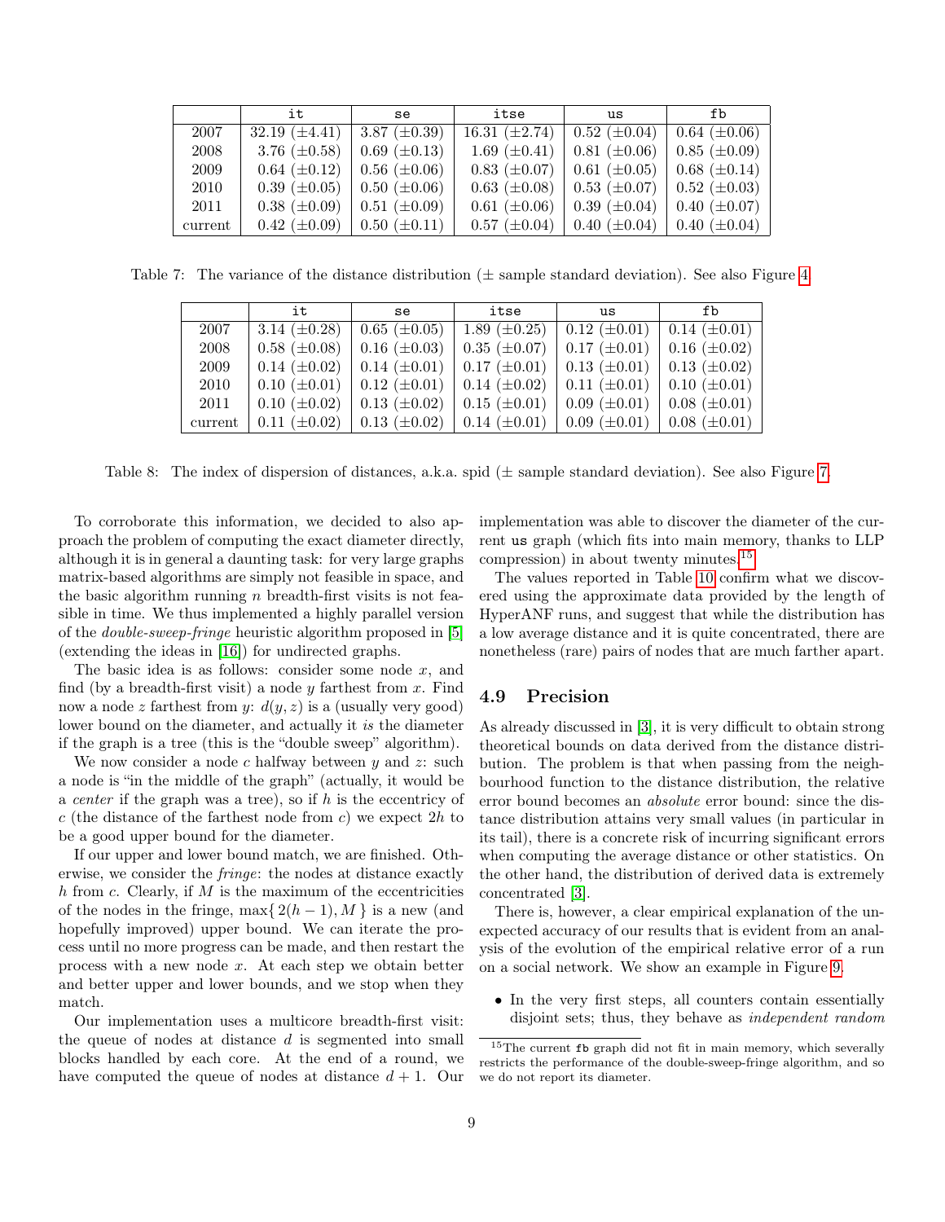|  | it | se | itse | us | fb |
|---|---|---|---|---|---|
| 2007 | 32.19 (±4.41) | 3.87 (±0.39) | 16.31 (±2.74) | 0.52 (±0.04) | 0.64 (±0.06) |
| 2008 | 3.76 (±0.58) | 0.69 (±0.13) | 1.69 (±0.41) | 0.81 (±0.06) | 0.85 (±0.09) |
| 2009 | 0.64 (±0.12) | 0.56 (±0.06) | 0.83 (±0.07) | 0.61 (±0.05) | 0.68 (±0.14) |
| 2010 | 0.39 (±0.05) | 0.50 (±0.06) | 0.63 (±0.08) | 0.53 (±0.07) | 0.52 (±0.03) |
| 2011 | 0.38 (±0.09) | 0.51 (±0.09) | 0.61 (±0.06) | 0.39 (±0.04) | 0.40 (±0.07) |
| current | 0.42 (±0.09) | 0.50 (±0.11) | 0.57 (±0.04) | 0.40 (±0.04) | 0.40 (±0.04) |

Table 7: The variance of the distance distribution (± sample standard deviation). See also Figure 4.

|  | it | se | itse | us | fb |
|---|---|---|---|---|---|
| 2007 | 3.14 (±0.28) | 0.65 (±0.05) | 1.89 (±0.25) | 0.12 (±0.01) | 0.14 (±0.01) |
| 2008 | 0.58 (±0.08) | 0.16 (±0.03) | 0.35 (±0.07) | 0.17 (±0.01) | 0.16 (±0.02) |
| 2009 | 0.14 (±0.02) | 0.14 (±0.01) | 0.17 (±0.01) | 0.13 (±0.01) | 0.13 (±0.02) |
| 2010 | 0.10 (±0.01) | 0.12 (±0.01) | 0.14 (±0.02) | 0.11 (±0.01) | 0.10 (±0.01) |
| 2011 | 0.10 (±0.02) | 0.13 (±0.02) | 0.15 (±0.01) | 0.09 (±0.01) | 0.08 (±0.01) |
| current | 0.11 (±0.02) | 0.13 (±0.02) | 0.14 (±0.01) | 0.09 (±0.01) | 0.08 (±0.01) |

Table 8: The index of dispersion of distances, a.k.a. spid (± sample standard deviation). See also Figure 7.

To corroborate this information, we decided to also approach the problem of computing the exact diameter directly, although it is in general a daunting task: for very large graphs matrix-based algorithms are simply not feasible in space, and the basic algorithm running $n$ breadth-first visits is not feasible in time. We thus implemented a highly parallel version of the *double-sweep-fringe* heuristic algorithm proposed in [5] (extending the ideas in [16]) for undirected graphs.

The basic idea is as follows: consider some node $x$, and find (by a breadth-first visit) a node $y$ farthest from $x$. Find now a node $z$ farthest from $y$: $d(y, z)$ is a (usually very good) lower bound on the diameter, and actually it *is* the diameter if the graph is a tree (this is the "double sweep" algorithm).

We now consider a node $c$ halfway between $y$ and $z$: such a node is "in the middle of the graph" (actually, it would be a *center* if the graph was a tree), so if $h$ is the eccentricy of $c$ (the distance of the farthest node from $c$) we expect $2h$ to be a good upper bound for the diameter.

If our upper and lower bound match, we are finished. Otherwise, we consider the *fringe*: the nodes at distance exactly $h$ from $c$. Clearly, if $M$ is the maximum of the eccentricities of the nodes in the fringe, $\max\{\, 2(h-1), M \,\}$ is a new (and hopefully improved) upper bound. We can iterate the process until no more progress can be made, and then restart the process with a new node $x$. At each step we obtain better and better upper and lower bounds, and we stop when they match.

Our implementation uses a multicore breadth-first visit: the queue of nodes at distance $d$ is segmented into small blocks handled by each core. At the end of a round, we have computed the queue of nodes at distance $d+1$. Our implementation was able to discover the diameter of the current us graph (which fits into main memory, thanks to LLP compression) in about twenty minutes.[15]

The values reported in Table 10 confirm what we discovered using the approximate data provided by the length of HyperANF runs, and suggest that while the distribution has a low average distance and it is quite concentrated, there are nonetheless (rare) pairs of nodes that are much farther apart.

## 4.9 Precision

As already discussed in [3], it is very difficult to obtain strong theoretical bounds on data derived from the distance distribution. The problem is that when passing from the neighbourhood function to the distance distribution, the relative error bound becomes an *absolute* error bound: since the distance distribution attains very small values (in particular in its tail), there is a concrete risk of incurring significant errors when computing the average distance or other statistics. On the other hand, the distribution of derived data is extremely concentrated [3].

There is, however, a clear empirical explanation of the unexpected accuracy of our results that is evident from an analysis of the evolution of the empirical relative error of a run on a social network. We show an example in Figure 9.

- In the very first steps, all counters contain essentially disjoint sets; thus, they behave as *independent random*

[15] The current fb graph did not fit in main memory, which severally restricts the performance of the double-sweep-fringe algorithm, and so we do not report its diameter.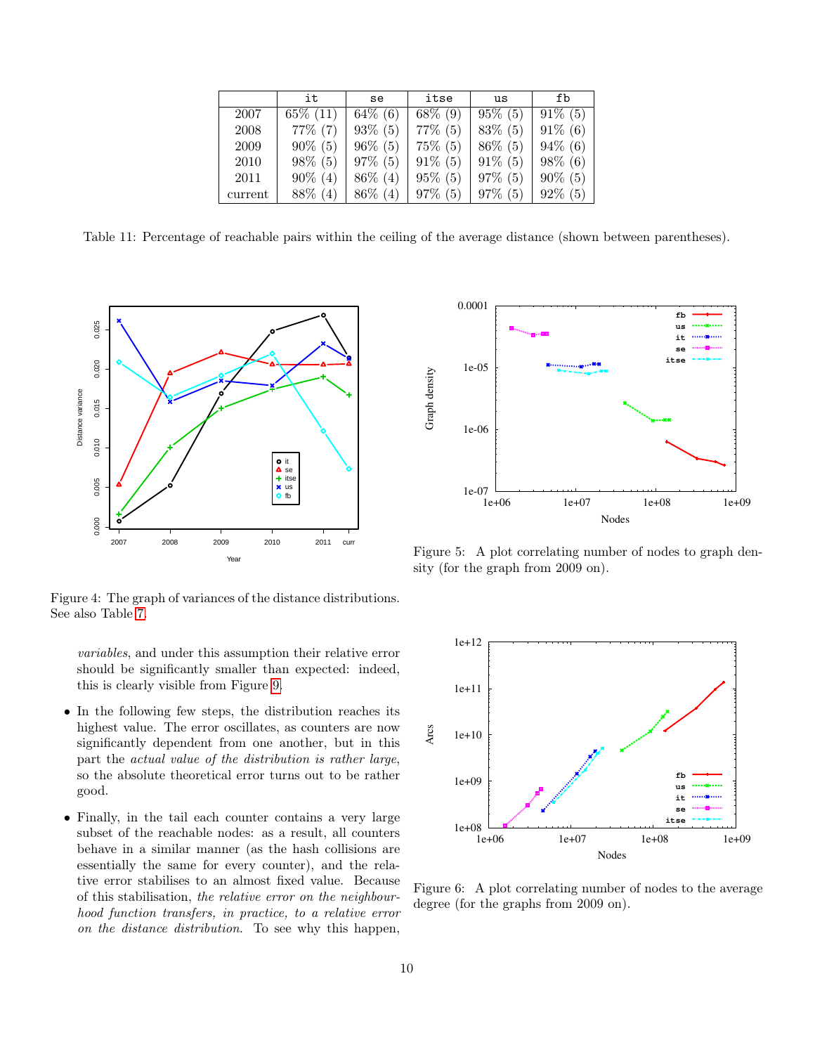|  | it | se | itse | us | fb |
|---|---|---|---|---|---|
| 2007 | 65% (11) | 64% (6) | 68% (9) | 95% (5) | 91% (5) |
| 2008 | 77% (7) | 93% (5) | 77% (5) | 83% (5) | 91% (6) |
| 2009 | 90% (5) | 96% (5) | 75% (5) | 86% (5) | 94% (6) |
| 2010 | 98% (5) | 97% (5) | 91% (5) | 91% (5) | 98% (6) |
| 2011 | 90% (4) | 86% (4) | 95% (5) | 97% (5) | 90% (5) |
| current | 88% (4) | 86% (4) | 97% (5) | 97% (5) | 92% (5) |

Table 11: Percentage of reachable pairs within the ceiling of the average distance (shown between parentheses).

Figure 4: The graph of variances of the distance distributions. See also Table 7.

Figure 5: A plot correlating number of nodes to graph density (for the graph from 2009 on).

Figure 6: A plot correlating number of nodes to the average degree (for the graphs from 2009 on).

*variables*, and under this assumption their relative error should be significantly smaller than expected: indeed, this is clearly visible from Figure 9.

- In the following few steps, the distribution reaches its highest value. The error oscillates, as counters are now significantly dependent from one another, but in this part the *actual value of the distribution is rather large*, so the absolute theoretical error turns out to be rather good.

- Finally, in the tail each counter contains a very large subset of the reachable nodes: as a result, all counters behave in a similar manner (as the hash collisions are essentially the same for every counter), and the relative error stabilises to an almost fixed value. Because of this stabilisation, *the relative error on the neighbourhood function transfers, in practice, to a relative error on the distance distribution.* To see why this happen,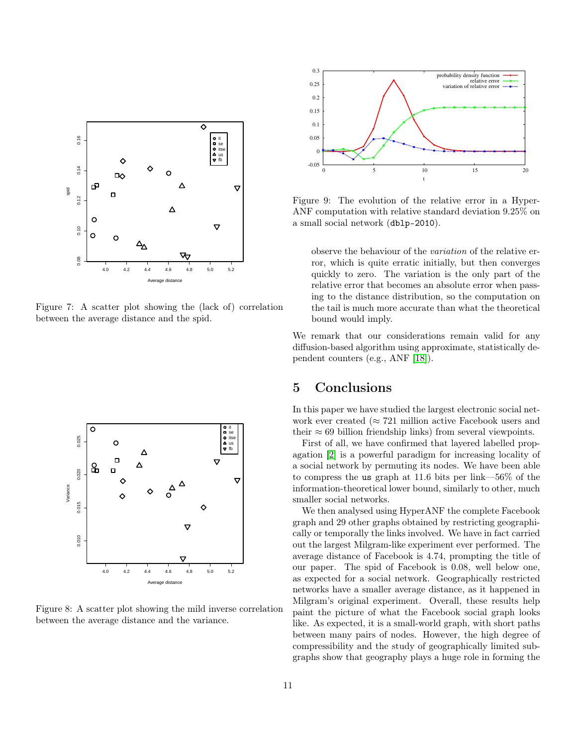Figure 7: A scatter plot showing the (lack of) correlation between the average distance and the spid.

Figure 8: A scatter plot showing the mild inverse correlation between the average distance and the variance.

Figure 9: The evolution of the relative error in a HyperANF computation with relative standard deviation 9.25% on a small social network (`dblp-2010`).

> observe the behaviour of the *variation* of the relative error, which is quite erratic initially, but then converges quickly to zero. The variation is the only part of the relative error that becomes an absolute error when passing to the distance distribution, so the computation on the tail is much more accurate than what the theoretical bound would imply.

We remark that our considerations remain valid for any diffusion-based algorithm using approximate, statistically dependent counters (e.g., ANF [18]).

# 5 Conclusions

In this paper we have studied the largest electronic social network ever created ($\approx$ 721 million active Facebook users and their $\approx$ 69 billion friendship links) from several viewpoints.

First of all, we have confirmed that layered labelled propagation [2] is a powerful paradigm for increasing locality of a social network by permuting its nodes. We have been able to compress the `us` graph at 11.6 bits per link—56% of the information-theoretical lower bound, similarly to other, much smaller social networks.

We then analysed using HyperANF the complete Facebook graph and 29 other graphs obtained by restricting geographically or temporally the links involved. We have in fact carried out the largest Milgram-like experiment ever performed. The average distance of Facebook is 4.74, prompting the title of our paper. The spid of Facebook is 0.08, well below one, as expected for a social network. Geographically restricted networks have a smaller average distance, as it happened in Milgram's original experiment. Overall, these results help paint the picture of what the Facebook social graph looks like. As expected, it is a small-world graph, with short paths between many pairs of nodes. However, the high degree of compressibility and the study of geographically limited subgraphs show that geography plays a huge role in forming the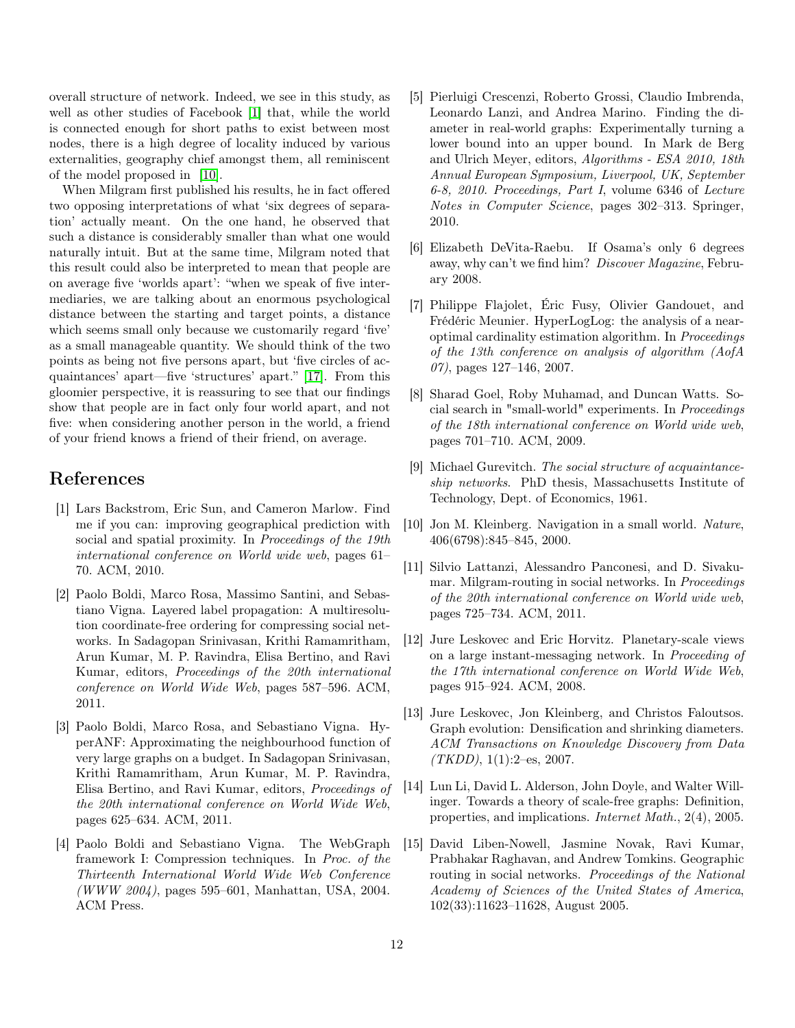overall structure of network. Indeed, we see in this study, as well as other studies of Facebook [1] that, while the world is connected enough for short paths to exist between most nodes, there is a high degree of locality induced by various externalities, geography chief amongst them, all reminiscent of the model proposed in [10].

When Milgram first published his results, he in fact offered two opposing interpretations of what 'six degrees of separation' actually meant. On the one hand, he observed that such a distance is considerably smaller than what one would naturally intuit. But at the same time, Milgram noted that this result could also be interpreted to mean that people are on average five 'worlds apart': "when we speak of five intermediaries, we are talking about an enormous psychological distance between the starting and target points, a distance which seems small only because we customarily regard 'five' as a small manageable quantity. We should think of the two points as being not five persons apart, but 'five circles of acquaintances' apart—five 'structures' apart." [17]. From this gloomier perspective, it is reassuring to see that our findings show that people are in fact only four world apart, and not five: when considering another person in the world, a friend of your friend knows a friend of their friend, on average.

# References

[1] Lars Backstrom, Eric Sun, and Cameron Marlow. Find me if you can: improving geographical prediction with social and spatial proximity. In *Proceedings of the 19th international conference on World wide web*, pages 61–70. ACM, 2010.

[2] Paolo Boldi, Marco Rosa, Massimo Santini, and Sebastiano Vigna. Layered label propagation: A multiresolution coordinate-free ordering for compressing social networks. In Sadagopan Srinivasan, Krithi Ramamritham, Arun Kumar, M. P. Ravindra, Elisa Bertino, and Ravi Kumar, editors, *Proceedings of the 20th international conference on World Wide Web*, pages 587–596. ACM, 2011.

[3] Paolo Boldi, Marco Rosa, and Sebastiano Vigna. HyperANF: Approximating the neighbourhood function of very large graphs on a budget. In Sadagopan Srinivasan, Krithi Ramamritham, Arun Kumar, M. P. Ravindra, Elisa Bertino, and Ravi Kumar, editors, *Proceedings of the 20th international conference on World Wide Web*, pages 625–634. ACM, 2011.

[4] Paolo Boldi and Sebastiano Vigna. The WebGraph framework I: Compression techniques. In *Proc. of the Thirteenth International World Wide Web Conference (WWW 2004)*, pages 595–601, Manhattan, USA, 2004. ACM Press.

[5] Pierluigi Crescenzi, Roberto Grossi, Claudio Imbrenda, Leonardo Lanzi, and Andrea Marino. Finding the diameter in real-world graphs: Experimentally turning a lower bound into an upper bound. In Mark de Berg and Ulrich Meyer, editors, *Algorithms - ESA 2010, 18th Annual European Symposium, Liverpool, UK, September 6-8, 2010. Proceedings, Part I*, volume 6346 of *Lecture Notes in Computer Science*, pages 302–313. Springer, 2010.

[6] Elizabeth DeVita-Raebu. If Osama's only 6 degrees away, why can't we find him? *Discover Magazine*, February 2008.

[7] Philippe Flajolet, Éric Fusy, Olivier Gandouet, and Frédéric Meunier. HyperLogLog: the analysis of a near-optimal cardinality estimation algorithm. In *Proceedings of the 13th conference on analysis of algorithm (AofA 07)*, pages 127–146, 2007.

[8] Sharad Goel, Roby Muhamad, and Duncan Watts. Social search in "small-world" experiments. In *Proceedings of the 18th international conference on World wide web*, pages 701–710. ACM, 2009.

[9] Michael Gurevitch. *The social structure of acquaintanceship networks*. PhD thesis, Massachusetts Institute of Technology, Dept. of Economics, 1961.

[10] Jon M. Kleinberg. Navigation in a small world. *Nature*, 406(6798):845–845, 2000.

[11] Silvio Lattanzi, Alessandro Panconesi, and D. Sivakumar. Milgram-routing in social networks. In *Proceedings of the 20th international conference on World wide web*, pages 725–734. ACM, 2011.

[12] Jure Leskovec and Eric Horvitz. Planetary-scale views on a large instant-messaging network. In *Proceeding of the 17th international conference on World Wide Web*, pages 915–924. ACM, 2008.

[13] Jure Leskovec, Jon Kleinberg, and Christos Faloutsos. Graph evolution: Densification and shrinking diameters. *ACM Transactions on Knowledge Discovery from Data (TKDD)*, 1(1):2–es, 2007.

[14] Lun Li, David L. Alderson, John Doyle, and Walter Willinger. Towards a theory of scale-free graphs: Definition, properties, and implications. *Internet Math.*, 2(4), 2005.

[15] David Liben-Nowell, Jasmine Novak, Ravi Kumar, Prabhakar Raghavan, and Andrew Tomkins. Geographic routing in social networks. *Proceedings of the National Academy of Sciences of the United States of America*, 102(33):11623–11628, August 2005.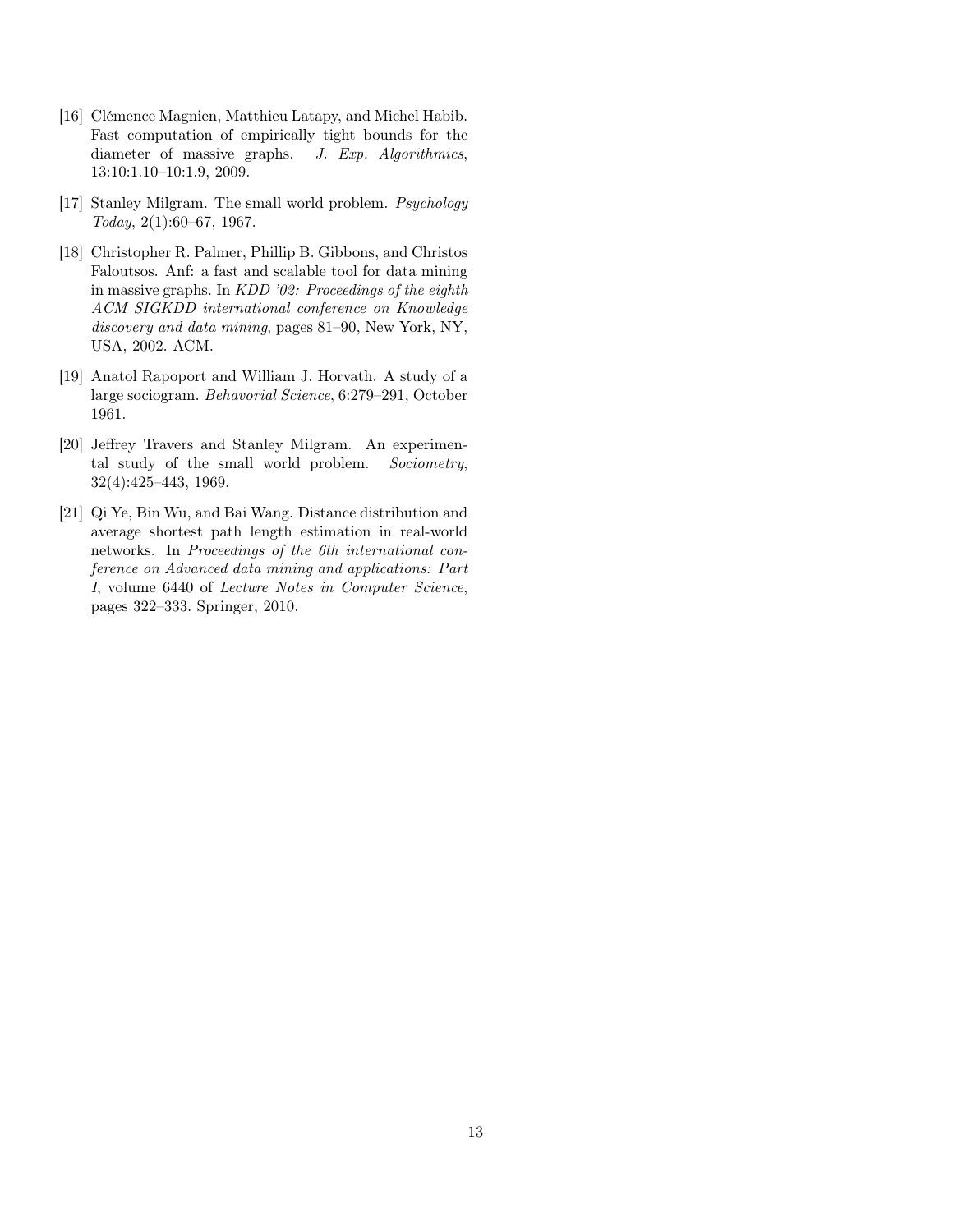[16] Clémence Magnien, Matthieu Latapy, and Michel Habib. Fast computation of empirically tight bounds for the diameter of massive graphs. *J. Exp. Algorithmics*, 13:10:1.10–10:1.9, 2009.

[17] Stanley Milgram. The small world problem. *Psychology Today*, 2(1):60–67, 1967.

[18] Christopher R. Palmer, Phillip B. Gibbons, and Christos Faloutsos. Anf: a fast and scalable tool for data mining in massive graphs. In *KDD '02: Proceedings of the eighth ACM SIGKDD international conference on Knowledge discovery and data mining*, pages 81–90, New York, NY, USA, 2002. ACM.

[19] Anatol Rapoport and William J. Horvath. A study of a large sociogram. *Behavorial Science*, 6:279–291, October 1961.

[20] Jeffrey Travers and Stanley Milgram. An experimental study of the small world problem. *Sociometry*, 32(4):425–443, 1969.

[21] Qi Ye, Bin Wu, and Bai Wang. Distance distribution and average shortest path length estimation in real-world networks. In *Proceedings of the 6th international conference on Advanced data mining and applications: Part I*, volume 6440 of *Lecture Notes in Computer Science*, pages 322–333. Springer, 2010.